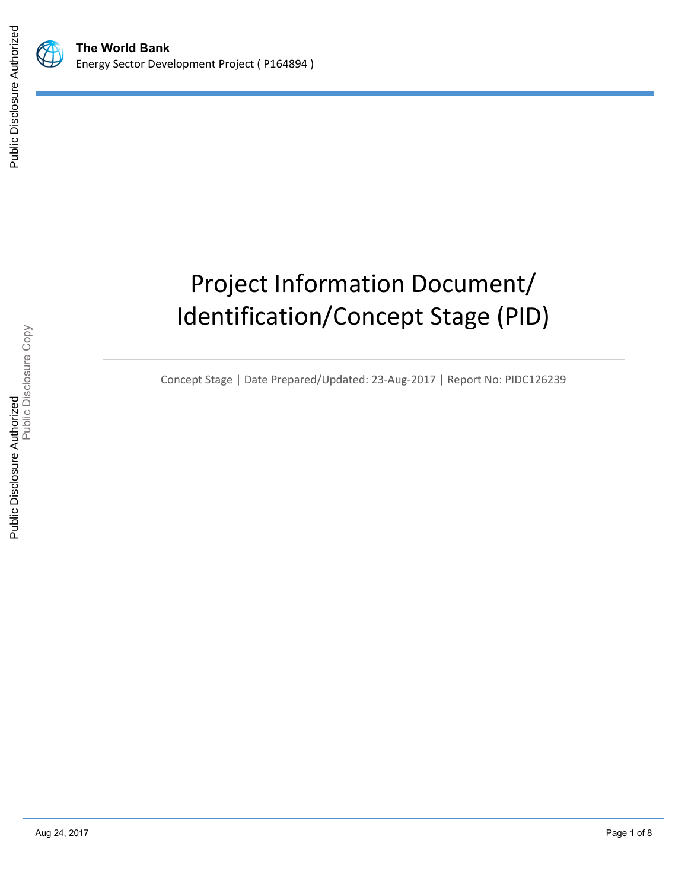**The World Bank**
Energy Sector Development Project ( P164894 )

# Project Information Document/ Identification/Concept Stage (PID)

Concept Stage | Date Prepared/Updated: 23-Aug-2017 | Report No: PIDC126239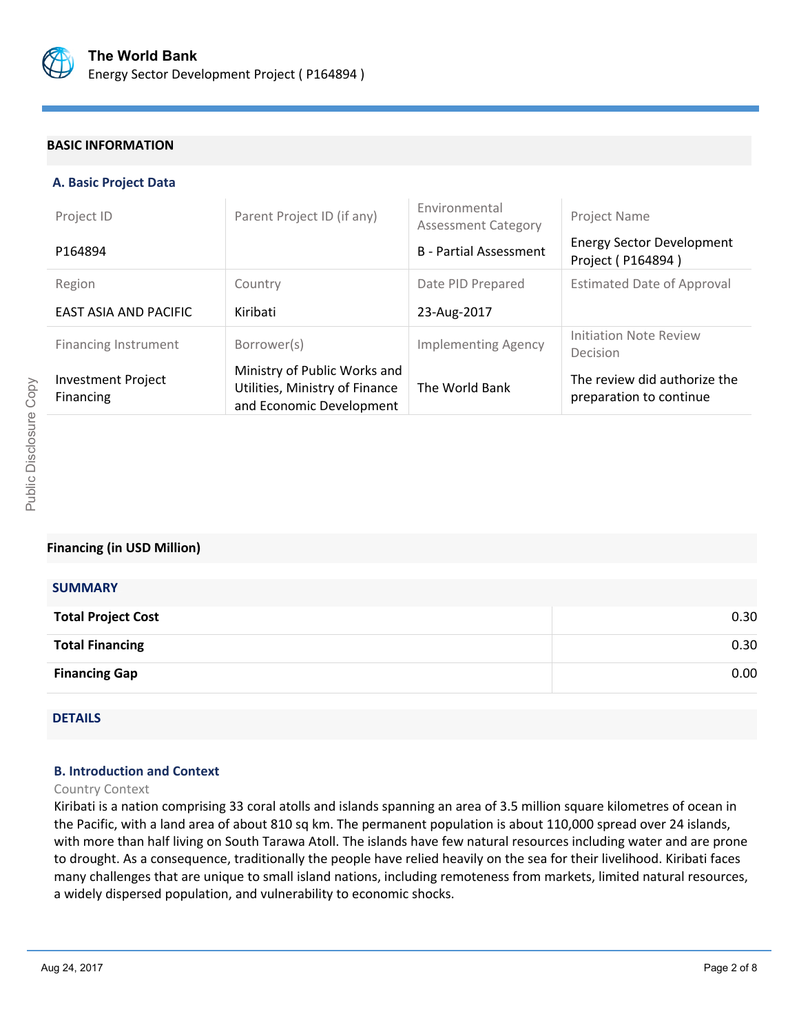## BASIC INFORMATION

### A. Basic Project Data

| Project ID | Parent Project ID (if any) | Environmental Assessment Category | Project Name |
|---|---|---|---|
| P164894 | | B - Partial Assessment | Energy Sector Development Project ( P164894 ) |
| **Region** | **Country** | **Date PID Prepared** | **Estimated Date of Approval** |
| EAST ASIA AND PACIFIC | Kiribati | 23-Aug-2017 | |
| **Financing Instrument** | **Borrower(s)** | **Implementing Agency** | **Initiation Note Review Decision** |
| Investment Project Financing | Ministry of Public Works and Utilities, Ministry of Finance and Economic Development | The World Bank | The review did authorize the preparation to continue |

## Financing (in USD Million)

### SUMMARY

| | |
|---|---:|
| **Total Project Cost** | 0.30 |
| **Total Financing** | 0.30 |
| **Financing Gap** | 0.00 |

### DETAILS

### B. Introduction and Context

Country Context

Kiribati is a nation comprising 33 coral atolls and islands spanning an area of 3.5 million square kilometres of ocean in the Pacific, with a land area of about 810 sq km. The permanent population is about 110,000 spread over 24 islands, with more than half living on South Tarawa Atoll. The islands have few natural resources including water and are prone to drought. As a consequence, traditionally the people have relied heavily on the sea for their livelihood. Kiribati faces many challenges that are unique to small island nations, including remoteness from markets, limited natural resources, a widely dispersed population, and vulnerability to economic shocks.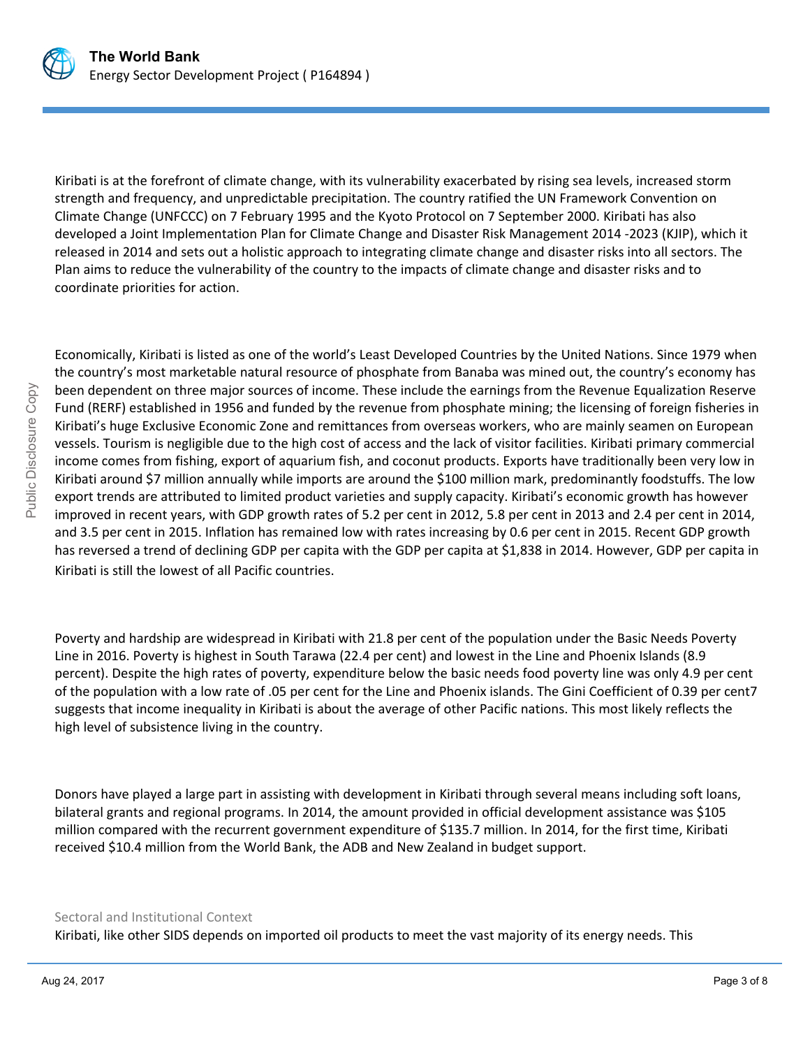Kiribati is at the forefront of climate change, with its vulnerability exacerbated by rising sea levels, increased storm strength and frequency, and unpredictable precipitation. The country ratified the UN Framework Convention on Climate Change (UNFCCC) on 7 February 1995 and the Kyoto Protocol on 7 September 2000. Kiribati has also developed a Joint Implementation Plan for Climate Change and Disaster Risk Management 2014 -2023 (KJIP), which it released in 2014 and sets out a holistic approach to integrating climate change and disaster risks into all sectors. The Plan aims to reduce the vulnerability of the country to the impacts of climate change and disaster risks and to coordinate priorities for action.

Economically, Kiribati is listed as one of the world's Least Developed Countries by the United Nations. Since 1979 when the country's most marketable natural resource of phosphate from Banaba was mined out, the country's economy has been dependent on three major sources of income. These include the earnings from the Revenue Equalization Reserve Fund (RERF) established in 1956 and funded by the revenue from phosphate mining; the licensing of foreign fisheries in Kiribati's huge Exclusive Economic Zone and remittances from overseas workers, who are mainly seamen on European vessels. Tourism is negligible due to the high cost of access and the lack of visitor facilities. Kiribati primary commercial income comes from fishing, export of aquarium fish, and coconut products. Exports have traditionally been very low in Kiribati around $7 million annually while imports are around the $100 million mark, predominantly foodstuffs. The low export trends are attributed to limited product varieties and supply capacity. Kiribati's economic growth has however improved in recent years, with GDP growth rates of 5.2 per cent in 2012, 5.8 per cent in 2013 and 2.4 per cent in 2014, and 3.5 per cent in 2015. Inflation has remained low with rates increasing by 0.6 per cent in 2015. Recent GDP growth has reversed a trend of declining GDP per capita with the GDP per capita at $1,838 in 2014. However, GDP per capita in Kiribati is still the lowest of all Pacific countries.

Poverty and hardship are widespread in Kiribati with 21.8 per cent of the population under the Basic Needs Poverty Line in 2016. Poverty is highest in South Tarawa (22.4 per cent) and lowest in the Line and Phoenix Islands (8.9 percent). Despite the high rates of poverty, expenditure below the basic needs food poverty line was only 4.9 per cent of the population with a low rate of .05 per cent for the Line and Phoenix islands. The Gini Coefficient of 0.39 per cent7 suggests that income inequality in Kiribati is about the average of other Pacific nations. This most likely reflects the high level of subsistence living in the country.

Donors have played a large part in assisting with development in Kiribati through several means including soft loans, bilateral grants and regional programs. In 2014, the amount provided in official development assistance was $105 million compared with the recurrent government expenditure of $135.7 million. In 2014, for the first time, Kiribati received $10.4 million from the World Bank, the ADB and New Zealand in budget support.

### Sectoral and Institutional Context

Kiribati, like other SIDS depends on imported oil products to meet the vast majority of its energy needs. This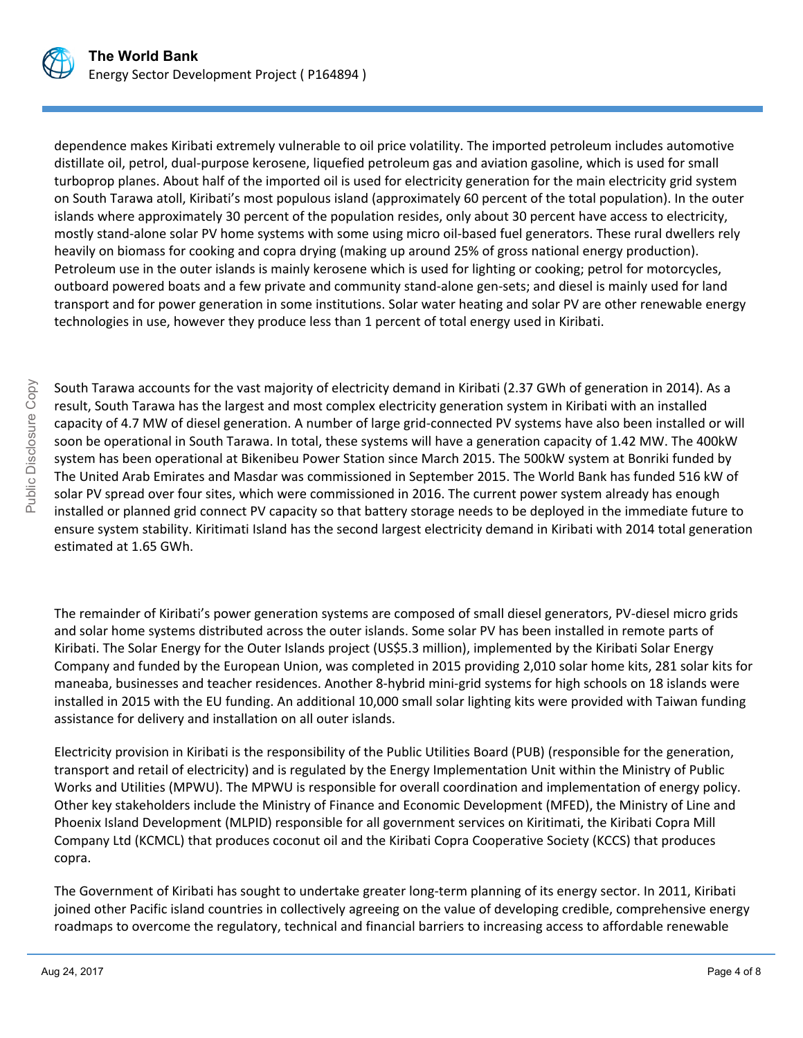dependence makes Kiribati extremely vulnerable to oil price volatility. The imported petroleum includes automotive distillate oil, petrol, dual-purpose kerosene, liquefied petroleum gas and aviation gasoline, which is used for small turboprop planes. About half of the imported oil is used for electricity generation for the main electricity grid system on South Tarawa atoll, Kiribati's most populous island (approximately 60 percent of the total population). In the outer islands where approximately 30 percent of the population resides, only about 30 percent have access to electricity, mostly stand-alone solar PV home systems with some using micro oil-based fuel generators. These rural dwellers rely heavily on biomass for cooking and copra drying (making up around 25% of gross national energy production). Petroleum use in the outer islands is mainly kerosene which is used for lighting or cooking; petrol for motorcycles, outboard powered boats and a few private and community stand-alone gen-sets; and diesel is mainly used for land transport and for power generation in some institutions. Solar water heating and solar PV are other renewable energy technologies in use, however they produce less than 1 percent of total energy used in Kiribati.

South Tarawa accounts for the vast majority of electricity demand in Kiribati (2.37 GWh of generation in 2014). As a result, South Tarawa has the largest and most complex electricity generation system in Kiribati with an installed capacity of 4.7 MW of diesel generation. A number of large grid-connected PV systems have also been installed or will soon be operational in South Tarawa. In total, these systems will have a generation capacity of 1.42 MW. The 400kW system has been operational at Bikenibeu Power Station since March 2015. The 500kW system at Bonriki funded by The United Arab Emirates and Masdar was commissioned in September 2015. The World Bank has funded 516 kW of solar PV spread over four sites, which were commissioned in 2016. The current power system already has enough installed or planned grid connect PV capacity so that battery storage needs to be deployed in the immediate future to ensure system stability. Kiritimati Island has the second largest electricity demand in Kiribati with 2014 total generation estimated at 1.65 GWh.

The remainder of Kiribati's power generation systems are composed of small diesel generators, PV-diesel micro grids and solar home systems distributed across the outer islands. Some solar PV has been installed in remote parts of Kiribati. The Solar Energy for the Outer Islands project (US$5.3 million), implemented by the Kiribati Solar Energy Company and funded by the European Union, was completed in 2015 providing 2,010 solar home kits, 281 solar kits for maneaba, businesses and teacher residences. Another 8-hybrid mini-grid systems for high schools on 18 islands were installed in 2015 with the EU funding. An additional 10,000 small solar lighting kits were provided with Taiwan funding assistance for delivery and installation on all outer islands.

Electricity provision in Kiribati is the responsibility of the Public Utilities Board (PUB) (responsible for the generation, transport and retail of electricity) and is regulated by the Energy Implementation Unit within the Ministry of Public Works and Utilities (MPWU). The MPWU is responsible for overall coordination and implementation of energy policy. Other key stakeholders include the Ministry of Finance and Economic Development (MFED), the Ministry of Line and Phoenix Island Development (MLPID) responsible for all government services on Kiritimati, the Kiribati Copra Mill Company Ltd (KCMCL) that produces coconut oil and the Kiribati Copra Cooperative Society (KCCS) that produces copra.

The Government of Kiribati has sought to undertake greater long-term planning of its energy sector. In 2011, Kiribati joined other Pacific island countries in collectively agreeing on the value of developing credible, comprehensive energy roadmaps to overcome the regulatory, technical and financial barriers to increasing access to affordable renewable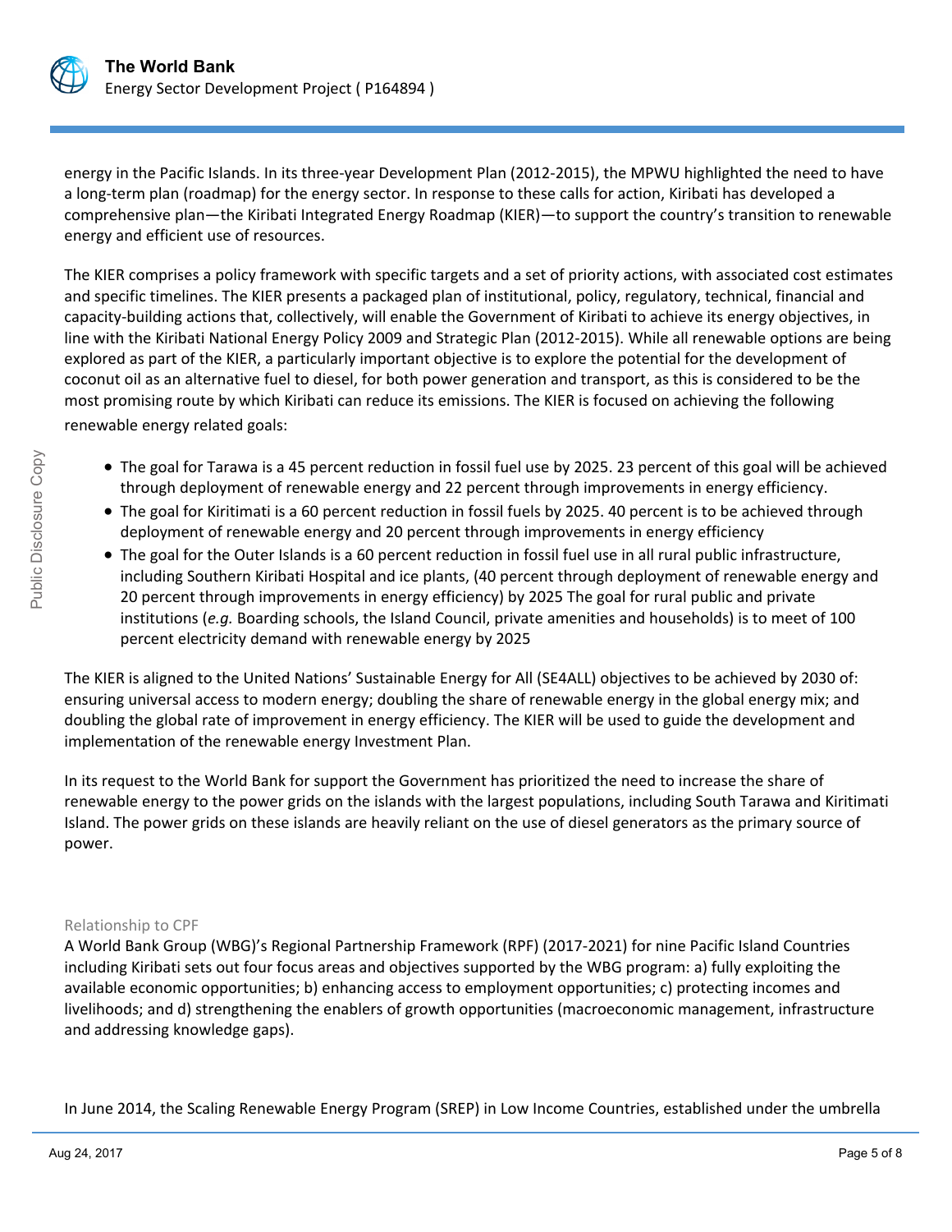energy in the Pacific Islands. In its three-year Development Plan (2012-2015), the MPWU highlighted the need to have a long-term plan (roadmap) for the energy sector. In response to these calls for action, Kiribati has developed a comprehensive plan—the Kiribati Integrated Energy Roadmap (KIER)—to support the country's transition to renewable energy and efficient use of resources.

The KIER comprises a policy framework with specific targets and a set of priority actions, with associated cost estimates and specific timelines. The KIER presents a packaged plan of institutional, policy, regulatory, technical, financial and capacity-building actions that, collectively, will enable the Government of Kiribati to achieve its energy objectives, in line with the Kiribati National Energy Policy 2009 and Strategic Plan (2012-2015). While all renewable options are being explored as part of the KIER, a particularly important objective is to explore the potential for the development of coconut oil as an alternative fuel to diesel, for both power generation and transport, as this is considered to be the most promising route by which Kiribati can reduce its emissions. The KIER is focused on achieving the following renewable energy related goals:

- The goal for Tarawa is a 45 percent reduction in fossil fuel use by 2025. 23 percent of this goal will be achieved through deployment of renewable energy and 22 percent through improvements in energy efficiency.
- The goal for Kiritimati is a 60 percent reduction in fossil fuels by 2025. 40 percent is to be achieved through deployment of renewable energy and 20 percent through improvements in energy efficiency
- The goal for the Outer Islands is a 60 percent reduction in fossil fuel use in all rural public infrastructure, including Southern Kiribati Hospital and ice plants, (40 percent through deployment of renewable energy and 20 percent through improvements in energy efficiency) by 2025 The goal for rural public and private institutions (*e.g.* Boarding schools, the Island Council, private amenities and households) is to meet of 100 percent electricity demand with renewable energy by 2025

The KIER is aligned to the United Nations' Sustainable Energy for All (SE4ALL) objectives to be achieved by 2030 of: ensuring universal access to modern energy; doubling the share of renewable energy in the global energy mix; and doubling the global rate of improvement in energy efficiency. The KIER will be used to guide the development and implementation of the renewable energy Investment Plan.

In its request to the World Bank for support the Government has prioritized the need to increase the share of renewable energy to the power grids on the islands with the largest populations, including South Tarawa and Kiritimati Island. The power grids on these islands are heavily reliant on the use of diesel generators as the primary source of power.

### Relationship to CPF

A World Bank Group (WBG)'s Regional Partnership Framework (RPF) (2017-2021) for nine Pacific Island Countries including Kiribati sets out four focus areas and objectives supported by the WBG program: a) fully exploiting the available economic opportunities; b) enhancing access to employment opportunities; c) protecting incomes and livelihoods; and d) strengthening the enablers of growth opportunities (macroeconomic management, infrastructure and addressing knowledge gaps).

In June 2014, the Scaling Renewable Energy Program (SREP) in Low Income Countries, established under the umbrella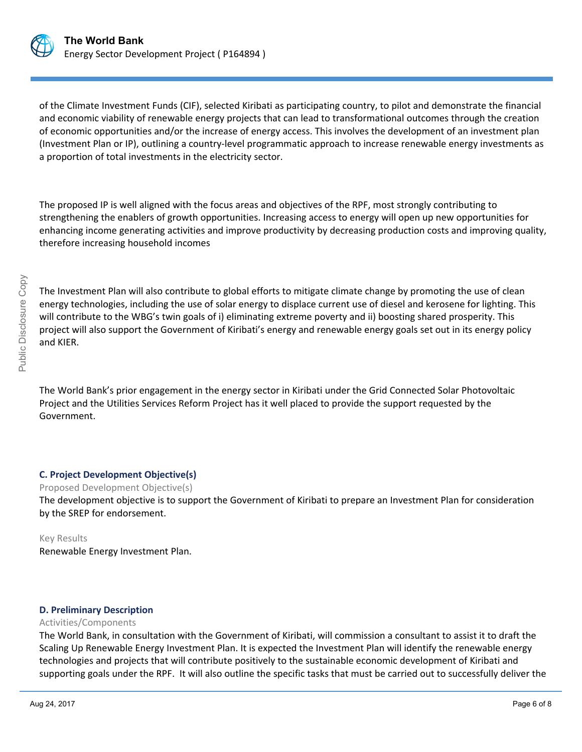of the Climate Investment Funds (CIF), selected Kiribati as participating country, to pilot and demonstrate the financial and economic viability of renewable energy projects that can lead to transformational outcomes through the creation of economic opportunities and/or the increase of energy access. This involves the development of an investment plan (Investment Plan or IP), outlining a country-level programmatic approach to increase renewable energy investments as a proportion of total investments in the electricity sector.

The proposed IP is well aligned with the focus areas and objectives of the RPF, most strongly contributing to strengthening the enablers of growth opportunities. Increasing access to energy will open up new opportunities for enhancing income generating activities and improve productivity by decreasing production costs and improving quality, therefore increasing household incomes

The Investment Plan will also contribute to global efforts to mitigate climate change by promoting the use of clean energy technologies, including the use of solar energy to displace current use of diesel and kerosene for lighting. This will contribute to the WBG's twin goals of i) eliminating extreme poverty and ii) boosting shared prosperity. This project will also support the Government of Kiribati's energy and renewable energy goals set out in its energy policy and KIER.

The World Bank's prior engagement in the energy sector in Kiribati under the Grid Connected Solar Photovoltaic Project and the Utilities Services Reform Project has it well placed to provide the support requested by the Government.

### C. Project Development Objective(s)

Proposed Development Objective(s)

The development objective is to support the Government of Kiribati to prepare an Investment Plan for consideration by the SREP for endorsement.

Key Results

Renewable Energy Investment Plan.

### D. Preliminary Description

Activities/Components

The World Bank, in consultation with the Government of Kiribati, will commission a consultant to assist it to draft the Scaling Up Renewable Energy Investment Plan. It is expected the Investment Plan will identify the renewable energy technologies and projects that will contribute positively to the sustainable economic development of Kiribati and supporting goals under the RPF. It will also outline the specific tasks that must be carried out to successfully deliver the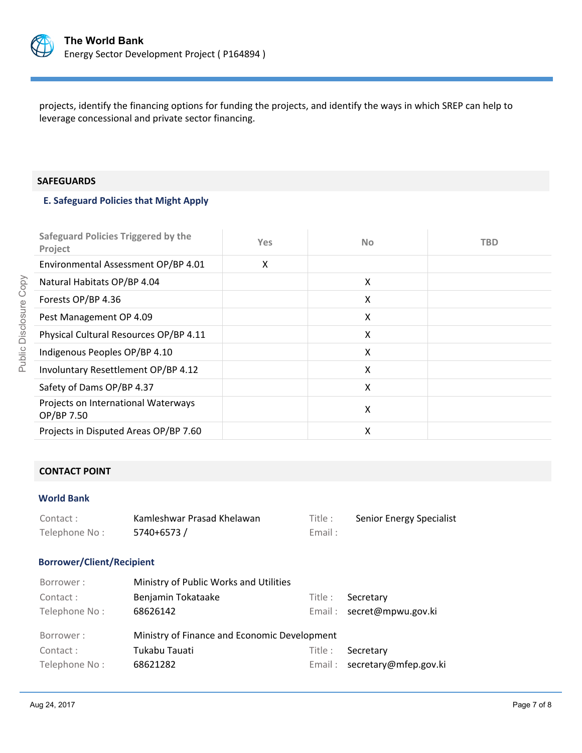projects, identify the financing options for funding the projects, and identify the ways in which SREP can help to leverage concessional and private sector financing.

## SAFEGUARDS

### E. Safeguard Policies that Might Apply

| Safeguard Policies Triggered by the Project | Yes | No | TBD |
|---|---|---|---|
| Environmental Assessment OP/BP 4.01 | X | | |
| Natural Habitats OP/BP 4.04 | | X | |
| Forests OP/BP 4.36 | | X | |
| Pest Management OP 4.09 | | X | |
| Physical Cultural Resources OP/BP 4.11 | | X | |
| Indigenous Peoples OP/BP 4.10 | | X | |
| Involuntary Resettlement OP/BP 4.12 | | X | |
| Safety of Dams OP/BP 4.37 | | X | |
| Projects on International Waterways OP/BP 7.50 | | X | |
| Projects in Disputed Areas OP/BP 7.60 | | X | |

## CONTACT POINT

### World Bank

Contact : Kamleshwar Prasad Khelawan
Title : Senior Energy Specialist
Telephone No : 5740+6573 /
Email :

### Borrower/Client/Recipient

Borrower : Ministry of Public Works and Utilities
Contact : Benjamin Tokataake
Title : Secretary
Telephone No : 68626142
Email : secret@mpwu.gov.ki

Borrower : Ministry of Finance and Economic Development
Contact : Tukabu Tauati
Title : Secretary
Telephone No : 68621282
Email : secretary@mfep.gov.ki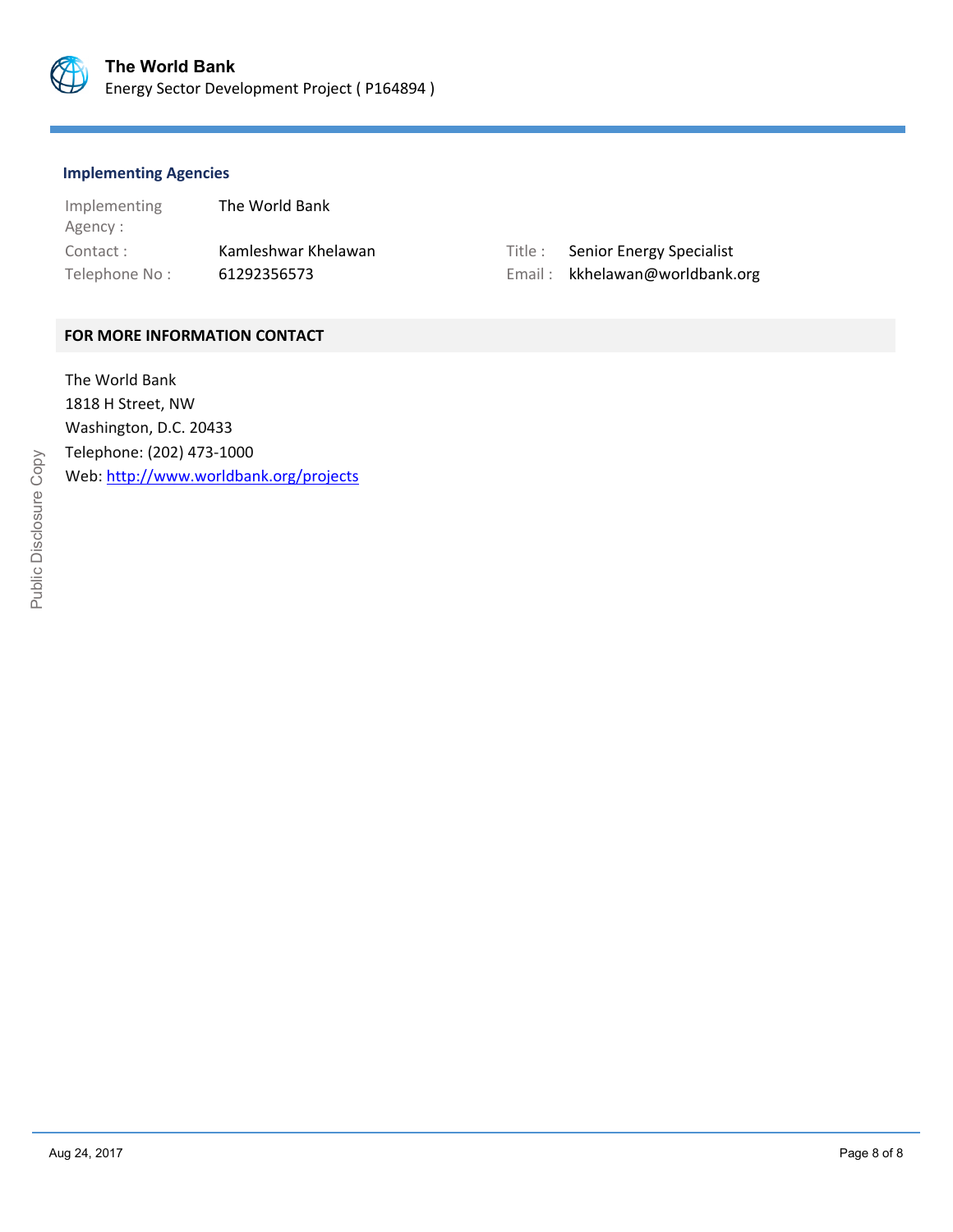### Implementing Agencies

| | | | |
|---|---|---|---|
| Implementing Agency : | The World Bank | | |
| Contact : | Kamleshwar Khelawan | Title : | Senior Energy Specialist |
| Telephone No : | 61292356573 | Email : | kkhelawan@worldbank.org |

## FOR MORE INFORMATION CONTACT

The World Bank
1818 H Street, NW
Washington, D.C. 20433
Telephone: (202) 473-1000
Web: http://www.worldbank.org/projects